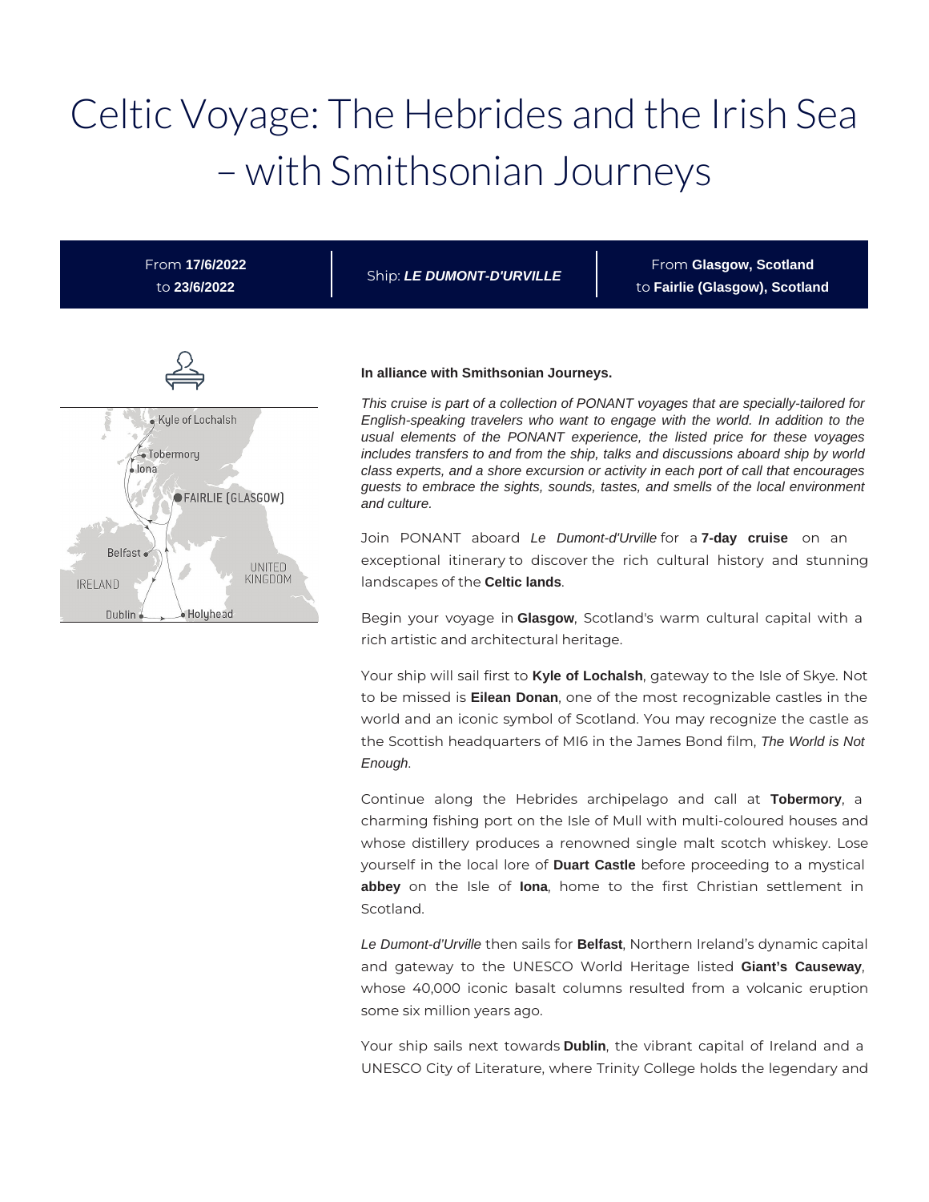# Celtic Voyage: The Hebrides and the Irish Sea – with Smithsonian Journeys

From **17/6/2022** to **23/6/2022**

Ship: ***LE DUMONT-D'URVILLE***

From **Glasgow, Scotland** to **Fairlie (Glasgow), Scotland**

**In alliance with Smithsonian Journeys.**

*This cruise is part of a collection of PONANT voyages that are specially-tailored for English-speaking travelers who want to engage with the world. In addition to the usual elements of the PONANT experience, the listed price for these voyages includes transfers to and from the ship, talks and discussions aboard ship by world class experts, and a shore excursion or activity in each port of call that encourages guests to embrace the sights, sounds, tastes, and smells of the local environment and culture.*

Join PONANT aboard *Le Dumont-d'Urville* for a **7-day cruise** on an exceptional itinerary to discover the rich cultural history and stunning landscapes of the **Celtic lands**.

Begin your voyage in **Glasgow**, Scotland's warm cultural capital with a rich artistic and architectural heritage.

Your ship will sail first to **Kyle of Lochalsh**, gateway to the Isle of Skye. Not to be missed is **Eilean Donan**, one of the most recognizable castles in the world and an iconic symbol of Scotland. You may recognize the castle as the Scottish headquarters of MI6 in the James Bond film, *The World is Not Enough*.

Continue along the Hebrides archipelago and call at **Tobermory**, a charming fishing port on the Isle of Mull with multi-coloured houses and whose distillery produces a renowned single malt scotch whiskey. Lose yourself in the local lore of **Duart Castle** before proceeding to a mystical **abbey** on the Isle of **Iona**, home to the first Christian settlement in Scotland.

*Le Dumont-d'Urville* then sails for **Belfast**, Northern Ireland's dynamic capital and gateway to the UNESCO World Heritage listed **Giant's Causeway**, whose 40,000 iconic basalt columns resulted from a volcanic eruption some six million years ago.

Your ship sails next towards **Dublin**, the vibrant capital of Ireland and a UNESCO City of Literature, where Trinity College holds the legendary and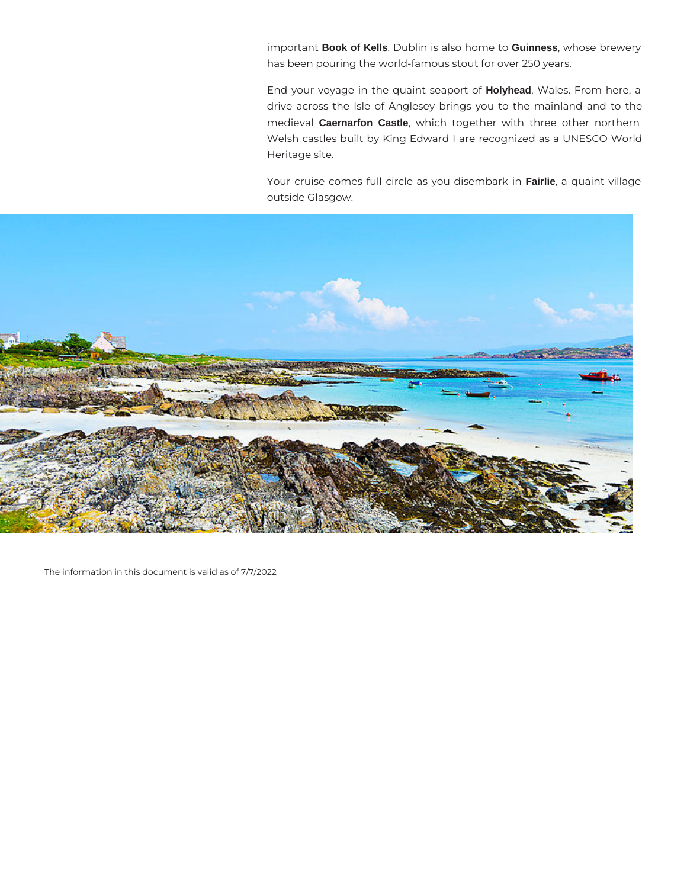important **Book of Kells**. Dublin is also home to **Guinness**, whose brewery has been pouring the world-famous stout for over 250 years.

End your voyage in the quaint seaport of **Holyhead**, Wales. From here, a drive across the Isle of Anglesey brings you to the mainland and to the medieval **Caernarfon Castle**, which together with three other northern Welsh castles built by King Edward I are recognized as a UNESCO World Heritage site.

Your cruise comes full circle as you disembark in **Fairlie**, a quaint village outside Glasgow.

The information in this document is valid as of 7/7/2022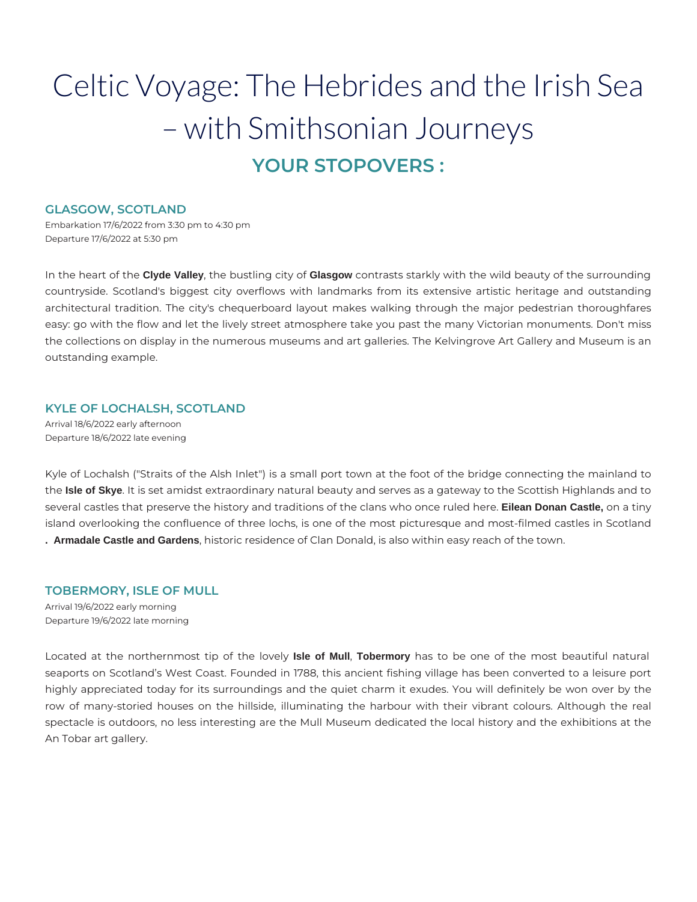# Celtic Voyage: The Hebrides and the Irish Sea – with Smithsonian Journeys

## YOUR STOPOVERS :

### GLASGOW, SCOTLAND

Embarkation 17/6/2022 from 3:30 pm to 4:30 pm
Departure 17/6/2022 at 5:30 pm

In the heart of the **Clyde Valley**, the bustling city of **Glasgow** contrasts starkly with the wild beauty of the surrounding countryside. Scotland's biggest city overflows with landmarks from its extensive artistic heritage and outstanding architectural tradition. The city's chequerboard layout makes walking through the major pedestrian thoroughfares easy: go with the flow and let the lively street atmosphere take you past the many Victorian monuments. Don't miss the collections on display in the numerous museums and art galleries. The Kelvingrove Art Gallery and Museum is an outstanding example.

### KYLE OF LOCHALSH, SCOTLAND

Arrival 18/6/2022 early afternoon
Departure 18/6/2022 late evening

Kyle of Lochalsh ("Straits of the Alsh Inlet") is a small port town at the foot of the bridge connecting the mainland to the **Isle of Skye**. It is set amidst extraordinary natural beauty and serves as a gateway to the Scottish Highlands and to several castles that preserve the history and traditions of the clans who once ruled here. **Eilean Donan Castle,** on a tiny island overlooking the confluence of three lochs, is one of the most picturesque and most-filmed castles in Scotland **. Armadale Castle and Gardens**, historic residence of Clan Donald, is also within easy reach of the town.

### TOBERMORY, ISLE OF MULL

Arrival 19/6/2022 early morning
Departure 19/6/2022 late morning

Located at the northernmost tip of the lovely **Isle of Mull**, **Tobermory** has to be one of the most beautiful natural seaports on Scotland's West Coast. Founded in 1788, this ancient fishing village has been converted to a leisure port highly appreciated today for its surroundings and the quiet charm it exudes. You will definitely be won over by the row of many-storied houses on the hillside, illuminating the harbour with their vibrant colours. Although the real spectacle is outdoors, no less interesting are the Mull Museum dedicated the local history and the exhibitions at the An Tobar art gallery.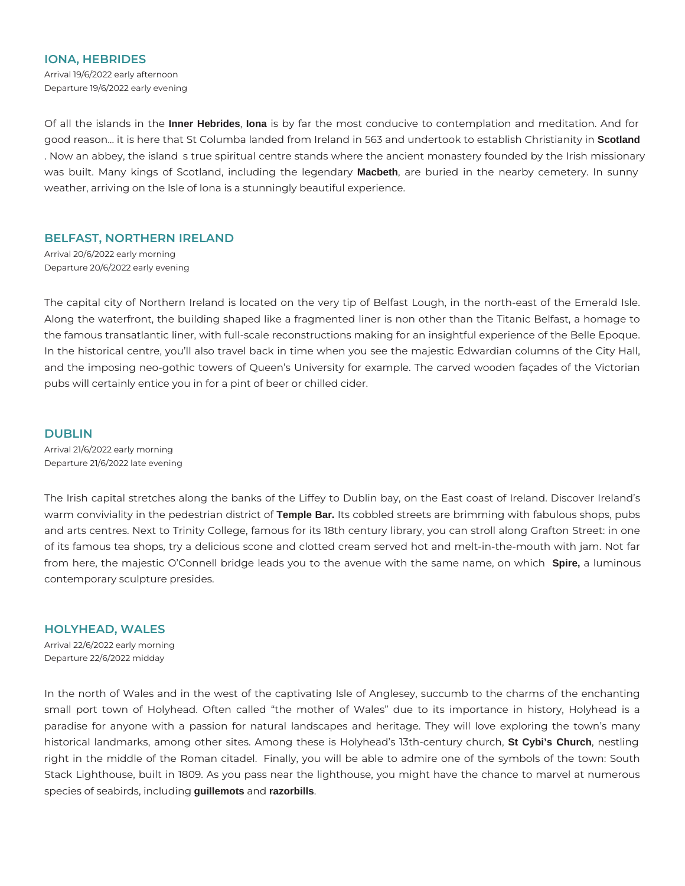## IONA, HEBRIDES

Arrival 19/6/2022 early afternoon
Departure 19/6/2022 early evening

Of all the islands in the **Inner Hebrides**, **Iona** is by far the most conducive to contemplation and meditation. And for good reason... it is here that St Columba landed from Ireland in 563 and undertook to establish Christianity in **Scotland** . Now an abbey, the island s true spiritual centre stands where the ancient monastery founded by the Irish missionary was built. Many kings of Scotland, including the legendary **Macbeth**, are buried in the nearby cemetery. In sunny weather, arriving on the Isle of Iona is a stunningly beautiful experience.

## BELFAST, NORTHERN IRELAND

Arrival 20/6/2022 early morning
Departure 20/6/2022 early evening

The capital city of Northern Ireland is located on the very tip of Belfast Lough, in the north-east of the Emerald Isle. Along the waterfront, the building shaped like a fragmented liner is non other than the Titanic Belfast, a homage to the famous transatlantic liner, with full-scale reconstructions making for an insightful experience of the Belle Epoque. In the historical centre, you'll also travel back in time when you see the majestic Edwardian columns of the City Hall, and the imposing neo-gothic towers of Queen's University for example. The carved wooden façades of the Victorian pubs will certainly entice you in for a pint of beer or chilled cider.

## DUBLIN

Arrival 21/6/2022 early morning
Departure 21/6/2022 late evening

The Irish capital stretches along the banks of the Liffey to Dublin bay, on the East coast of Ireland. Discover Ireland's warm conviviality in the pedestrian district of **Temple Bar.** Its cobbled streets are brimming with fabulous shops, pubs and arts centres. Next to Trinity College, famous for its 18th century library, you can stroll along Grafton Street: in one of its famous tea shops, try a delicious scone and clotted cream served hot and melt-in-the-mouth with jam. Not far from here, the majestic O'Connell bridge leads you to the avenue with the same name, on which **Spire,** a luminous contemporary sculpture presides.

## HOLYHEAD, WALES

Arrival 22/6/2022 early morning
Departure 22/6/2022 midday

In the north of Wales and in the west of the captivating Isle of Anglesey, succumb to the charms of the enchanting small port town of Holyhead. Often called "the mother of Wales" due to its importance in history, Holyhead is a paradise for anyone with a passion for natural landscapes and heritage. They will love exploring the town's many historical landmarks, among other sites. Among these is Holyhead's 13th-century church, **St Cybi's Church**, nestling right in the middle of the Roman citadel. Finally, you will be able to admire one of the symbols of the town: South Stack Lighthouse, built in 1809. As you pass near the lighthouse, you might have the chance to marvel at numerous species of seabirds, including **guillemots** and **razorbills**.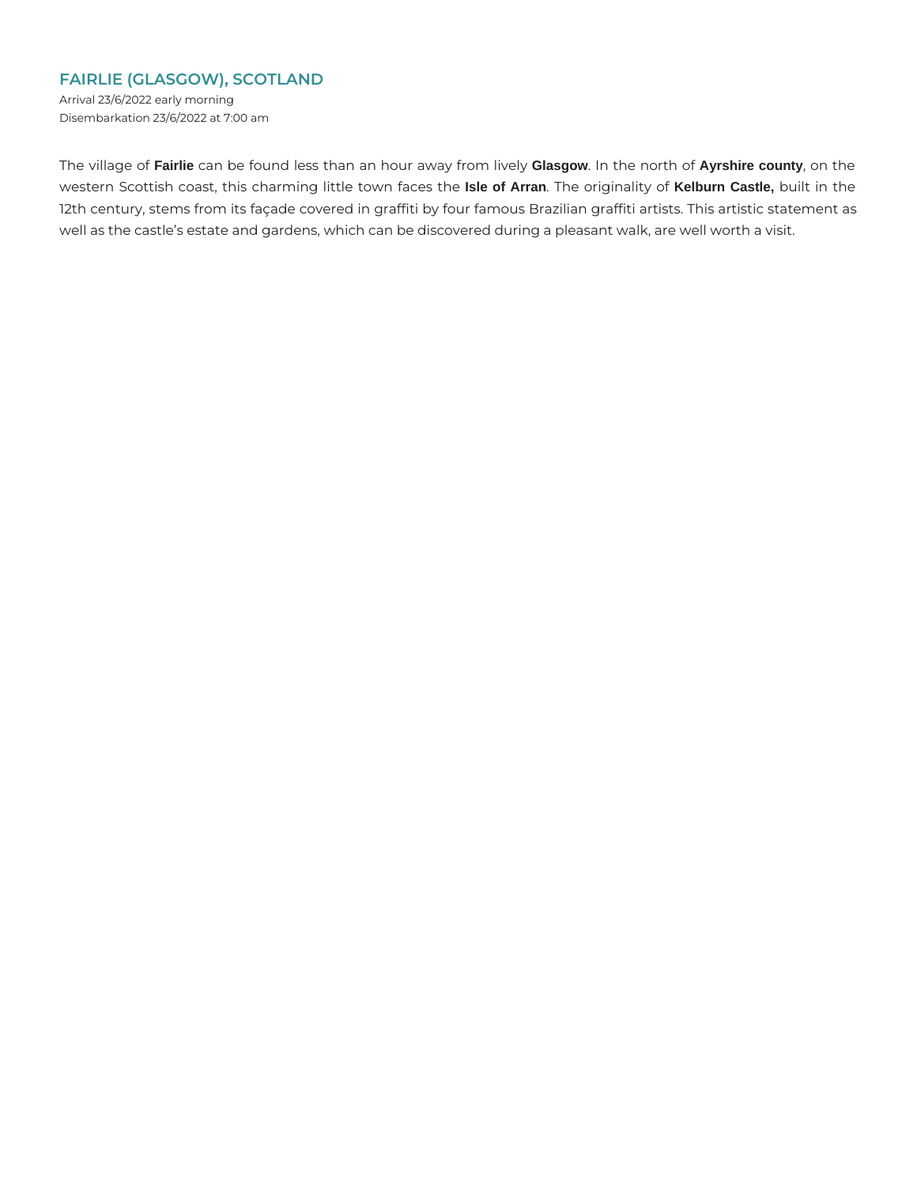## FAIRLIE (GLASGOW), SCOTLAND

Arrival 23/6/2022 early morning
Disembarkation 23/6/2022 at 7:00 am

The village of **Fairlie** can be found less than an hour away from lively **Glasgow**. In the north of **Ayrshire county**, on the western Scottish coast, this charming little town faces the **Isle of Arran**. The originality of **Kelburn Castle,** built in the 12th century, stems from its façade covered in graffiti by four famous Brazilian graffiti artists. This artistic statement as well as the castle's estate and gardens, which can be discovered during a pleasant walk, are well worth a visit.